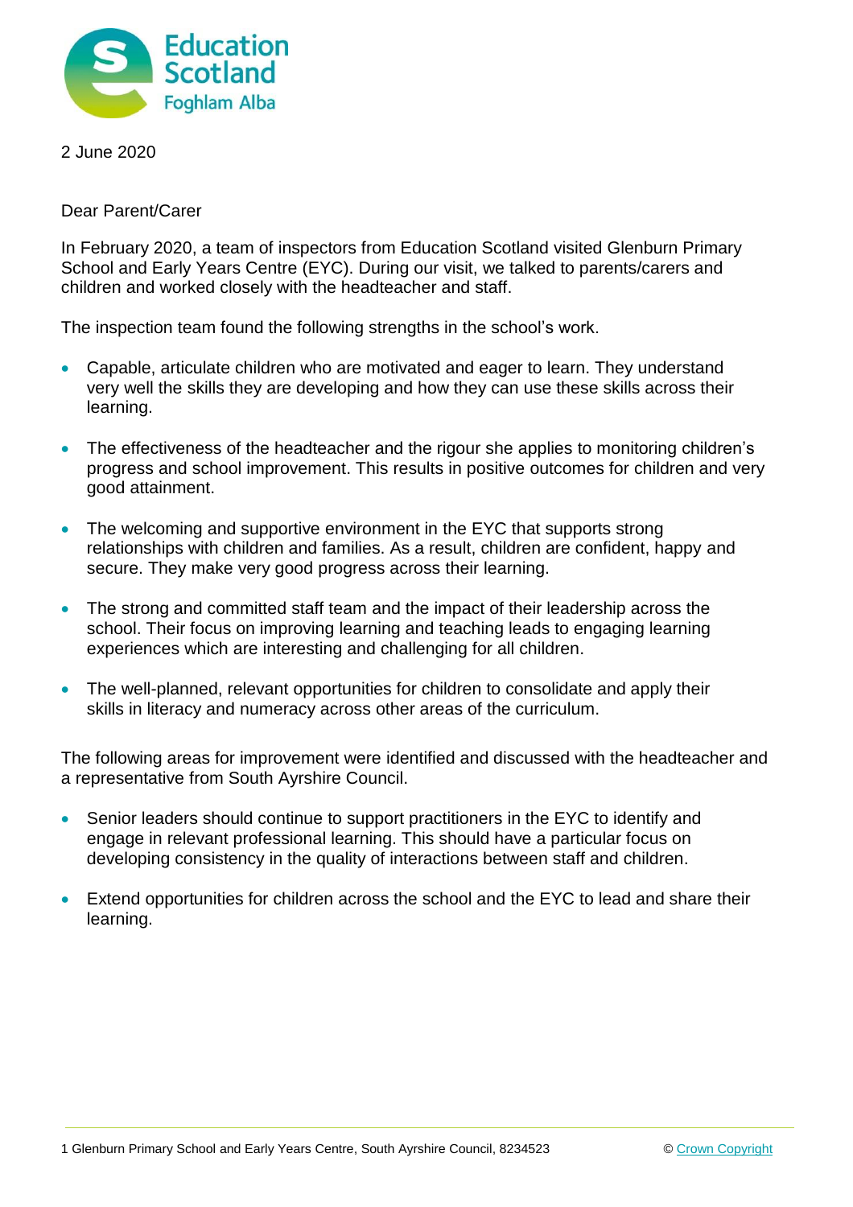2 June 2020

Dear Parent/Carer

In February 2020, a team of inspectors from Education Scotland visited Glenburn Primary School and Early Years Centre (EYC). During our visit, we talked to parents/carers and children and worked closely with the headteacher and staff.

The inspection team found the following strengths in the school's work.

- Capable, articulate children who are motivated and eager to learn. They understand very well the skills they are developing and how they can use these skills across their learning.
- The effectiveness of the headteacher and the rigour she applies to monitoring children's progress and school improvement. This results in positive outcomes for children and very good attainment.
- The welcoming and supportive environment in the EYC that supports strong relationships with children and families. As a result, children are confident, happy and secure. They make very good progress across their learning.
- The strong and committed staff team and the impact of their leadership across the school. Their focus on improving learning and teaching leads to engaging learning experiences which are interesting and challenging for all children.
- The well-planned, relevant opportunities for children to consolidate and apply their skills in literacy and numeracy across other areas of the curriculum.

The following areas for improvement were identified and discussed with the headteacher and a representative from South Ayrshire Council.

- Senior leaders should continue to support practitioners in the EYC to identify and engage in relevant professional learning. This should have a particular focus on developing consistency in the quality of interactions between staff and children.
- Extend opportunities for children across the school and the EYC to lead and share their learning.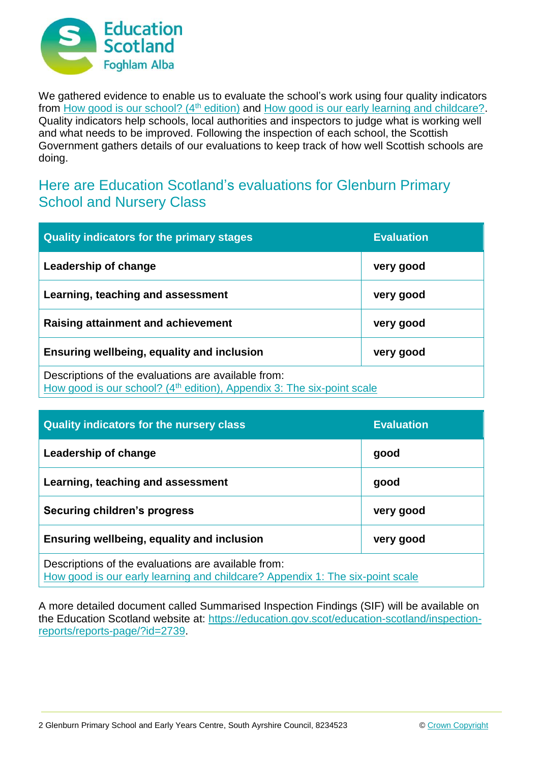We gathered evidence to enable us to evaluate the school's work using four quality indicators from How good is our school? (4th edition) and How good is our early learning and childcare?. Quality indicators help schools, local authorities and inspectors to judge what is working well and what needs to be improved. Following the inspection of each school, the Scottish Government gathers details of our evaluations to keep track of how well Scottish schools are doing.

## Here are Education Scotland's evaluations for Glenburn Primary School and Nursery Class

| Quality indicators for the primary stages | Evaluation |
|---|---|
| **Leadership of change** | **very good** |
| **Learning, teaching and assessment** | **very good** |
| **Raising attainment and achievement** | **very good** |
| **Ensuring wellbeing, equality and inclusion** | **very good** |
| Descriptions of the evaluations are available from: How good is our school? (4th edition), Appendix 3: The six-point scale | |

| Quality indicators for the nursery class | Evaluation |
|---|---|
| **Leadership of change** | **good** |
| **Learning, teaching and assessment** | **good** |
| **Securing children's progress** | **very good** |
| **Ensuring wellbeing, equality and inclusion** | **very good** |
| Descriptions of the evaluations are available from: How good is our early learning and childcare? Appendix 1: The six-point scale | |

A more detailed document called Summarised Inspection Findings (SIF) will be available on the Education Scotland website at: https://education.gov.scot/education-scotland/inspection-reports/reports-page/?id=2739.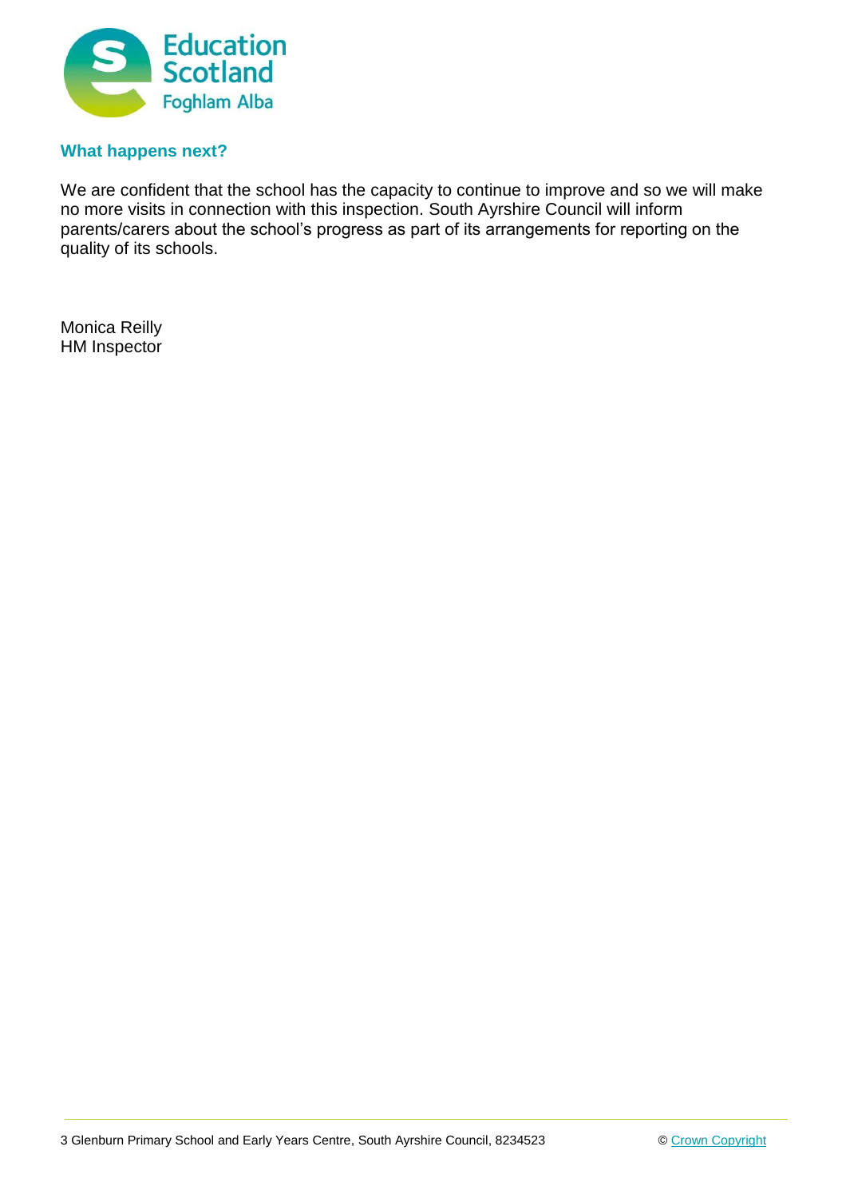### What happens next?

We are confident that the school has the capacity to continue to improve and so we will make no more visits in connection with this inspection. South Ayrshire Council will inform parents/carers about the school's progress as part of its arrangements for reporting on the quality of its schools.

Monica Reilly
HM Inspector